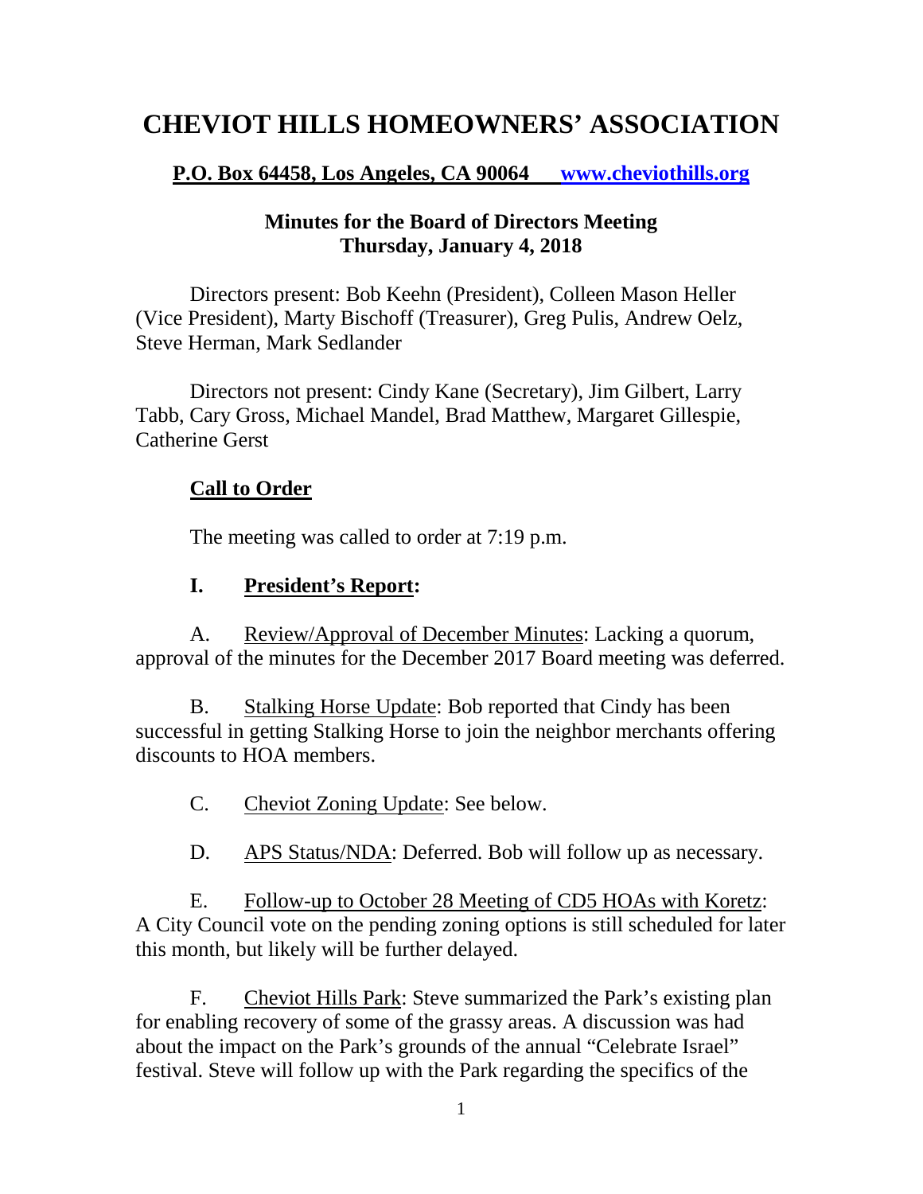# CHEVIOT HILLS HOMEOWNERS' ASSOCIATION

**P.O. Box 64458, Los Angeles, CA 90064 [www.cheviothills.org](http://www.cheviothills.org)**

**Minutes for the Board of Directors Meeting**
**Thursday, January 4, 2018**

Directors present: Bob Keehn (President), Colleen Mason Heller (Vice President), Marty Bischoff (Treasurer), Greg Pulis, Andrew Oelz, Steve Herman, Mark Sedlander

Directors not present: Cindy Kane (Secretary), Jim Gilbert, Larry Tabb, Cary Gross, Michael Mandel, Brad Matthew, Margaret Gillespie, Catherine Gerst

## Call to Order

The meeting was called to order at 7:19 p.m.

## I. President's Report:

A. Review/Approval of December Minutes: Lacking a quorum, approval of the minutes for the December 2017 Board meeting was deferred.

B. Stalking Horse Update: Bob reported that Cindy has been successful in getting Stalking Horse to join the neighbor merchants offering discounts to HOA members.

C. Cheviot Zoning Update: See below.

D. APS Status/NDA: Deferred. Bob will follow up as necessary.

E. Follow-up to October 28 Meeting of CD5 HOAs with Koretz: A City Council vote on the pending zoning options is still scheduled for later this month, but likely will be further delayed.

F. Cheviot Hills Park: Steve summarized the Park's existing plan for enabling recovery of some of the grassy areas. A discussion was had about the impact on the Park's grounds of the annual "Celebrate Israel" festival. Steve will follow up with the Park regarding the specifics of the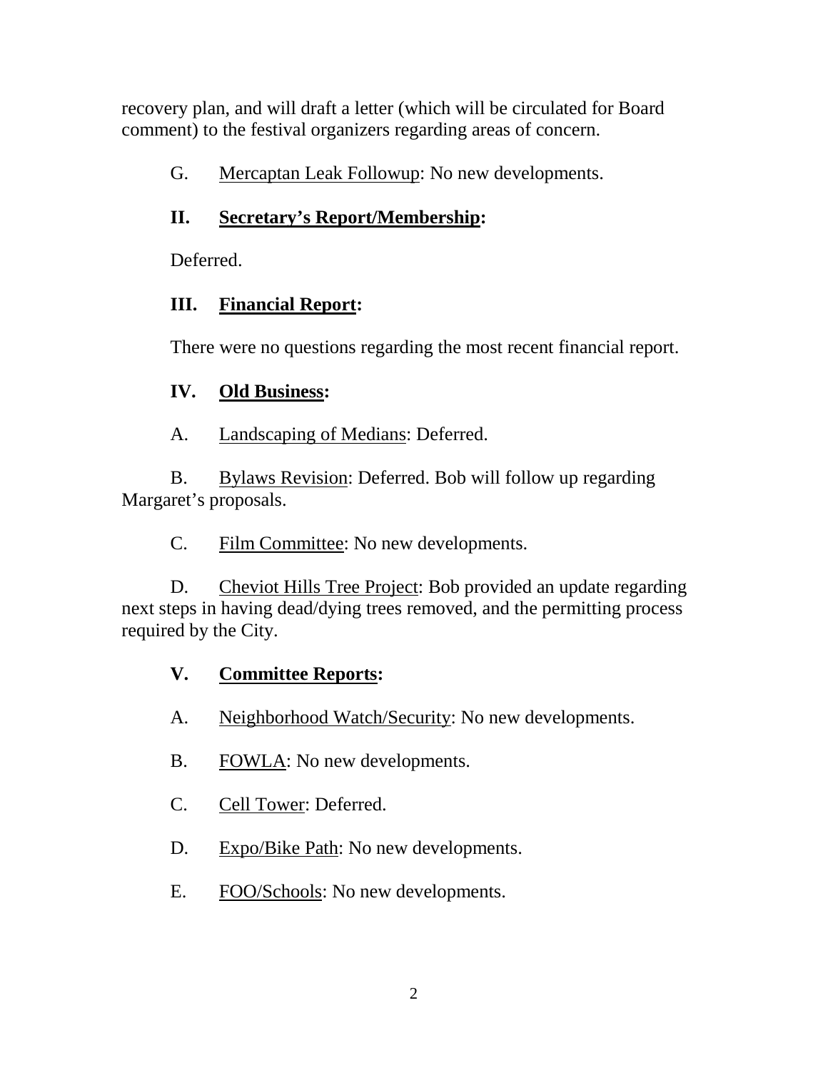recovery plan, and will draft a letter (which will be circulated for Board comment) to the festival organizers regarding areas of concern.

G. Mercaptan Leak Followup: No new developments.

## II. Secretary's Report/Membership:

Deferred.

## III. Financial Report:

There were no questions regarding the most recent financial report.

## IV. Old Business:

A. Landscaping of Medians: Deferred.

B. Bylaws Revision: Deferred. Bob will follow up regarding Margaret's proposals.

C. Film Committee: No new developments.

D. Cheviot Hills Tree Project: Bob provided an update regarding next steps in having dead/dying trees removed, and the permitting process required by the City.

## V. Committee Reports:

A. Neighborhood Watch/Security: No new developments.

B. FOWLA: No new developments.

C. Cell Tower: Deferred.

D. Expo/Bike Path: No new developments.

E. FOO/Schools: No new developments.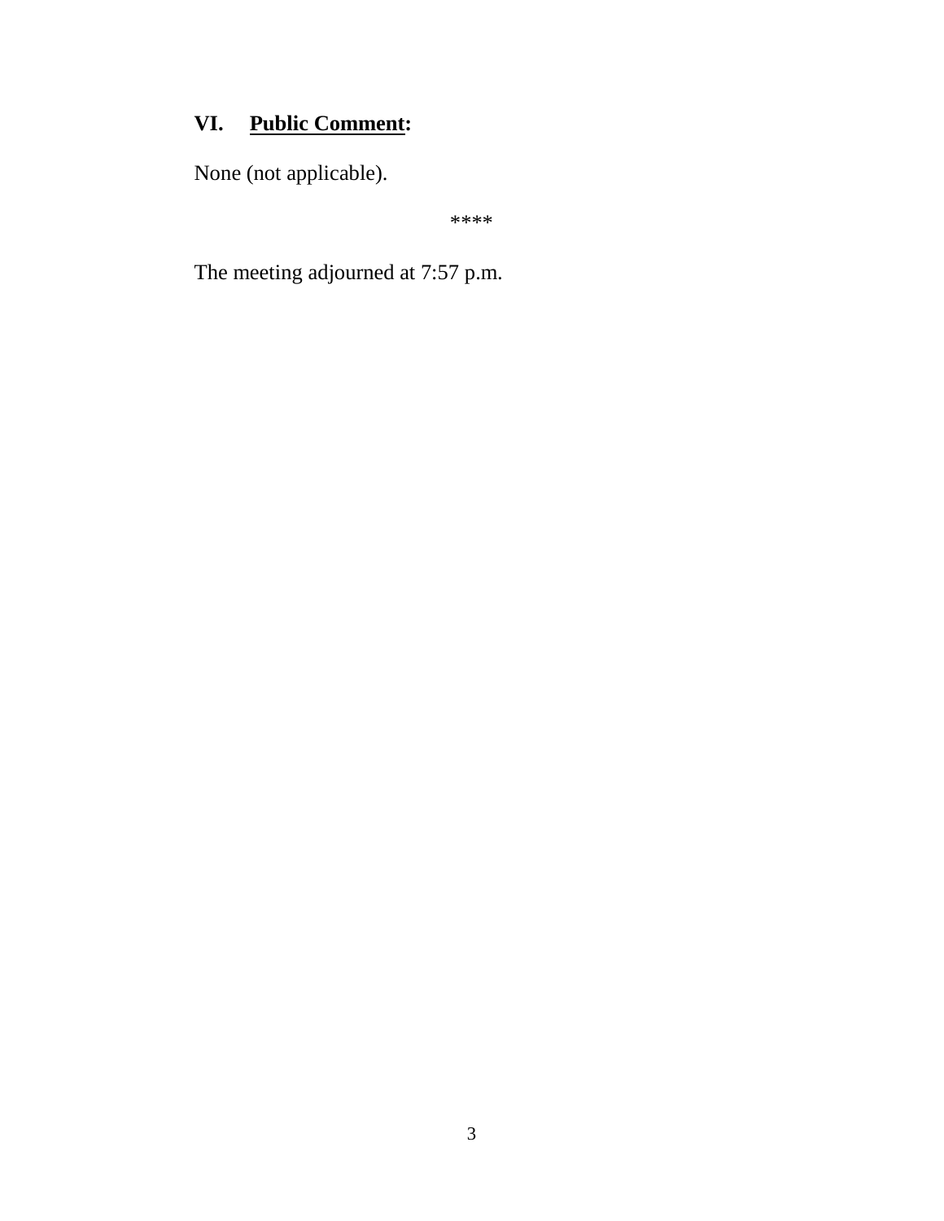## VI. **Public Comment**:

None (not applicable).

****

The meeting adjourned at 7:57 p.m.